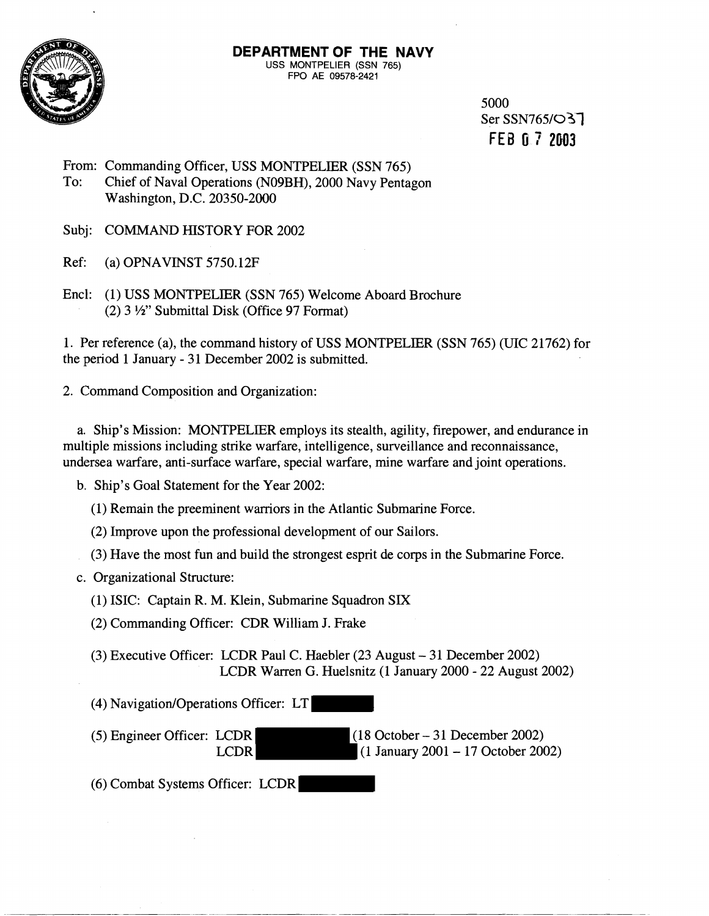# DEPARTMENT OF THE NAVY

USS MONTPELIER (SSN 765)
FPO AE 09578-2421

5000
Ser SSN765/037
FEB 07 2003

From: Commanding Officer, USS MONTPELIER (SSN 765)
To: Chief of Naval Operations (N09BH), 2000 Navy Pentagon
Washington, D.C. 20350-2000

Subj: COMMAND HISTORY FOR 2002

Ref: (a) OPNAVINST 5750.12F

Encl: (1) USS MONTPELIER (SSN 765) Welcome Aboard Brochure
(2) 3 ½" Submittal Disk (Office 97 Format)

1. Per reference (a), the command history of USS MONTPELIER (SSN 765) (UIC 21762) for the period 1 January - 31 December 2002 is submitted.

2. Command Composition and Organization:

a. Ship's Mission: MONTPELIER employs its stealth, agility, firepower, and endurance in multiple missions including strike warfare, intelligence, surveillance and reconnaissance, undersea warfare, anti-surface warfare, special warfare, mine warfare and joint operations.

b. Ship's Goal Statement for the Year 2002:

(1) Remain the preeminent warriors in the Atlantic Submarine Force.

(2) Improve upon the professional development of our Sailors.

(3) Have the most fun and build the strongest esprit de corps in the Submarine Force.

c. Organizational Structure:

(1) ISIC: Captain R. M. Klein, Submarine Squadron SIX

(2) Commanding Officer: CDR William J. Frake

(3) Executive Officer: LCDR Paul C. Haebler (23 August – 31 December 2002)
LCDR Warren G. Huelsnitz (1 January 2000 - 22 August 2002)

(4) Navigation/Operations Officer: LT [REDACTED]

(5) Engineer Officer: LCDR [REDACTED] (18 October – 31 December 2002)
LCDR [REDACTED] (1 January 2001 – 17 October 2002)

(6) Combat Systems Officer: LCDR [REDACTED]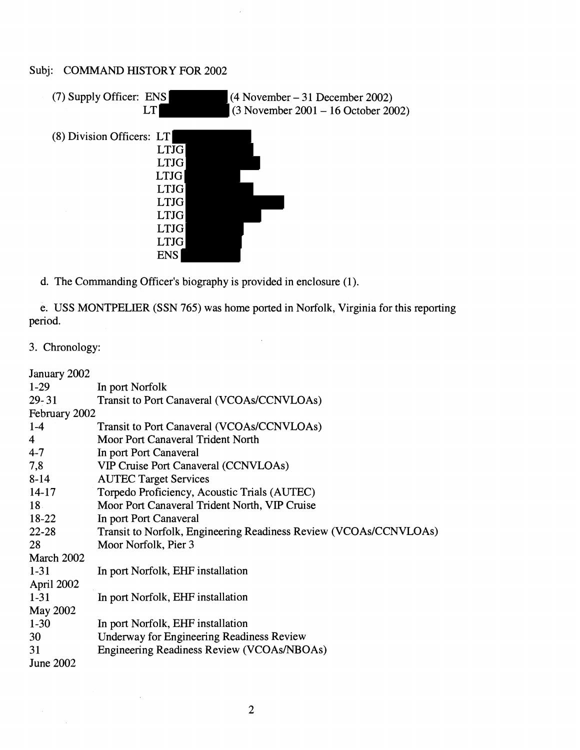Subj: COMMAND HISTORY FOR 2002

(7) Supply Officer: ENS [REDACTED] (4 November – 31 December 2002)
LT [REDACTED] (3 November 2001 – 16 October 2002)

(8) Division Officers: LT [REDACTED]
LTJG [REDACTED]
LTJG [REDACTED]
LTJG [REDACTED]
LTJG [REDACTED]
LTJG [REDACTED]
LTJG [REDACTED]
LTJG [REDACTED]
LTJG [REDACTED]
ENS [REDACTED]

d. The Commanding Officer's biography is provided in enclosure (1).

e. USS MONTPELIER (SSN 765) was home ported in Norfolk, Virginia for this reporting period.

3. Chronology:

| | |
|---|---|
| January 2002 | |
| 1-29 | In port Norfolk |
| 29-31 | Transit to Port Canaveral (VCOAs/CCNVLOAs) |
| February 2002 | |
| 1-4 | Transit to Port Canaveral (VCOAs/CCNVLOAs) |
| 4 | Moor Port Canaveral Trident North |
| 4-7 | In port Port Canaveral |
| 7,8 | VIP Cruise Port Canaveral (CCNVLOAs) |
| 8-14 | AUTEC Target Services |
| 14-17 | Torpedo Proficiency, Acoustic Trials (AUTEC) |
| 18 | Moor Port Canaveral Trident North, VIP Cruise |
| 18-22 | In port Port Canaveral |
| 22-28 | Transit to Norfolk, Engineering Readiness Review (VCOAs/CCNVLOAs) |
| 28 | Moor Norfolk, Pier 3 |
| March 2002 | |
| 1-31 | In port Norfolk, EHF installation |
| April 2002 | |
| 1-31 | In port Norfolk, EHF installation |
| May 2002 | |
| 1-30 | In port Norfolk, EHF installation |
| 30 | Underway for Engineering Readiness Review |
| 31 | Engineering Readiness Review (VCOAs/NBOAs) |
| June 2002 | |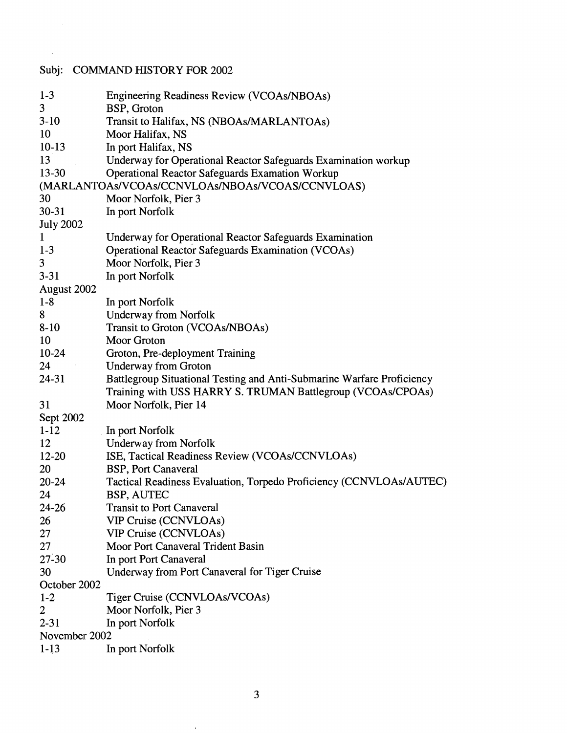Subj: COMMAND HISTORY FOR 2002

| | |
|---|---|
| 1-3 | Engineering Readiness Review (VCOAs/NBOAs) |
| 3 | BSP, Groton |
| 3-10 | Transit to Halifax, NS (NBOAs/MARLANTOAs) |
| 10 | Moor Halifax, NS |
| 10-13 | In port Halifax, NS |
| 13 | Underway for Operational Reactor Safeguards Examination workup |
| 13-30 | Operational Reactor Safeguards Examation Workup (MARLANTOAs/VCOAs/CCNVLOAs/NBOAs/VCOAS/CCNVLOAS) |
| 30 | Moor Norfolk, Pier 3 |
| 30-31 | In port Norfolk |
| **July 2002** | |
| 1 | Underway for Operational Reactor Safeguards Examination |
| 1-3 | Operational Reactor Safeguards Examination (VCOAs) |
| 3 | Moor Norfolk, Pier 3 |
| 3-31 | In port Norfolk |
| **August 2002** | |
| 1-8 | In port Norfolk |
| 8 | Underway from Norfolk |
| 8-10 | Transit to Groton (VCOAs/NBOAs) |
| 10 | Moor Groton |
| 10-24 | Groton, Pre-deployment Training |
| 24 | Underway from Groton |
| 24-31 | Battlegroup Situational Testing and Anti-Submarine Warfare Proficiency Training with USS HARRY S. TRUMAN Battlegroup (VCOAs/CPOAs) |
| 31 | Moor Norfolk, Pier 14 |
| **Sept 2002** | |
| 1-12 | In port Norfolk |
| 12 | Underway from Norfolk |
| 12-20 | ISE, Tactical Readiness Review (VCOAs/CCNVLOAs) |
| 20 | BSP, Port Canaveral |
| 20-24 | Tactical Readiness Evaluation, Torpedo Proficiency (CCNVLOAs/AUTEC) |
| 24 | BSP, AUTEC |
| 24-26 | Transit to Port Canaveral |
| 26 | VIP Cruise (CCNVLOAs) |
| 27 | VIP Cruise (CCNVLOAs) |
| 27 | Moor Port Canaveral Trident Basin |
| 27-30 | In port Port Canaveral |
| 30 | Underway from Port Canaveral for Tiger Cruise |
| **October 2002** | |
| 1-2 | Tiger Cruise (CCNVLOAs/VCOAs) |
| 2 | Moor Norfolk, Pier 3 |
| 2-31 | In port Norfolk |
| **November 2002** | |
| 1-13 | In port Norfolk |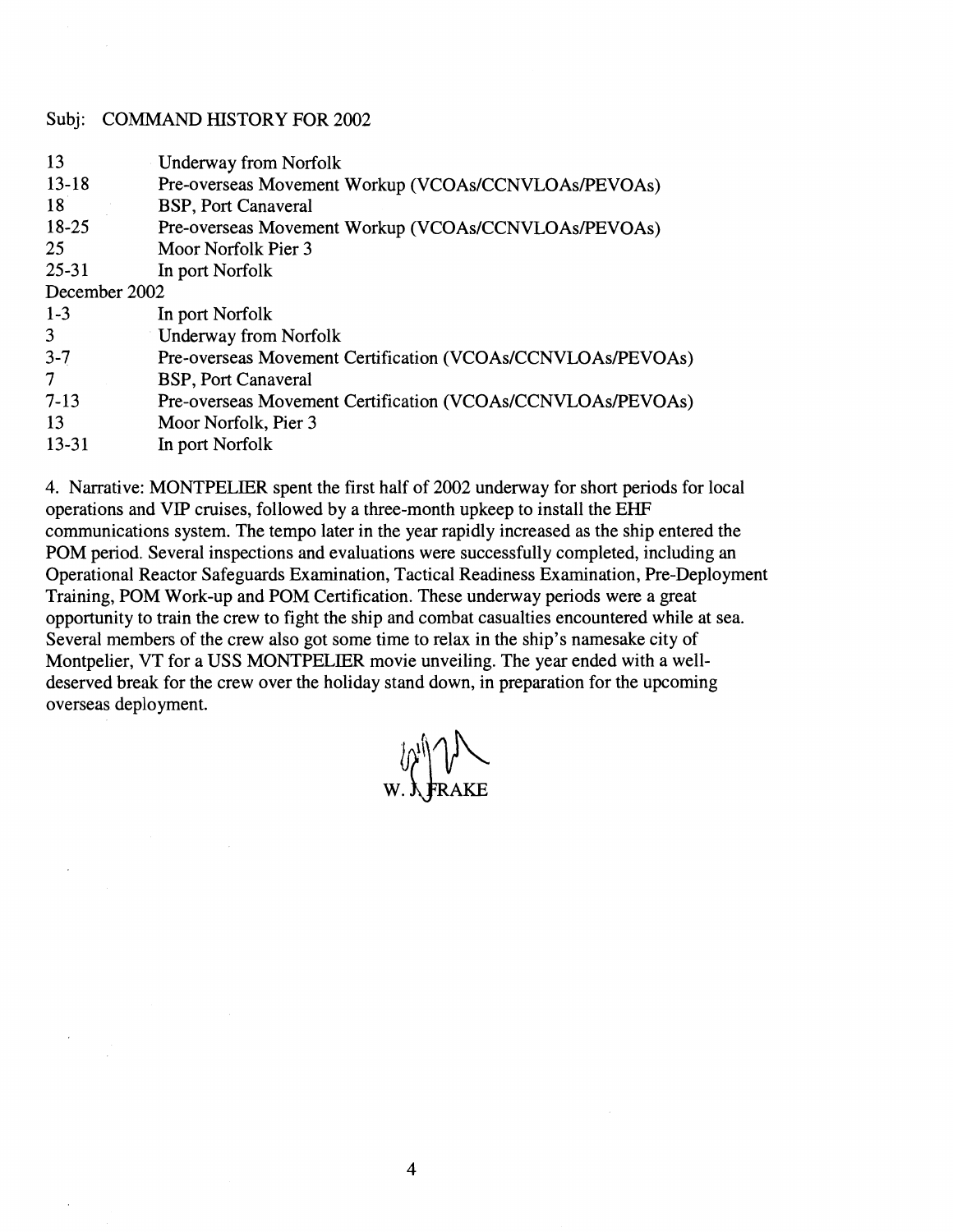Subj: COMMAND HISTORY FOR 2002

| | |
|---|---|
| 13 | Underway from Norfolk |
| 13-18 | Pre-overseas Movement Workup (VCOAs/CCNVLOAs/PEVOAs) |
| 18 | BSP, Port Canaveral |
| 18-25 | Pre-overseas Movement Workup (VCOAs/CCNVLOAs/PEVOAs) |
| 25 | Moor Norfolk Pier 3 |
| 25-31 | In port Norfolk |
| December 2002 | |
| 1-3 | In port Norfolk |
| 3 | Underway from Norfolk |
| 3-7 | Pre-overseas Movement Certification (VCOAs/CCNVLOAs/PEVOAs) |
| 7 | BSP, Port Canaveral |
| 7-13 | Pre-overseas Movement Certification (VCOAs/CCNVLOAs/PEVOAs) |
| 13 | Moor Norfolk, Pier 3 |
| 13-31 | In port Norfolk |

4. Narrative: MONTPELIER spent the first half of 2002 underway for short periods for local operations and VIP cruises, followed by a three-month upkeep to install the EHF communications system. The tempo later in the year rapidly increased as the ship entered the POM period. Several inspections and evaluations were successfully completed, including an Operational Reactor Safeguards Examination, Tactical Readiness Examination, Pre-Deployment Training, POM Work-up and POM Certification. These underway periods were a great opportunity to train the crew to fight the ship and combat casualties encountered while at sea. Several members of the crew also got some time to relax in the ship's namesake city of Montpelier, VT for a USS MONTPELIER movie unveiling. The year ended with a well-deserved break for the crew over the holiday stand down, in preparation for the upcoming overseas deployment.

W. J. FRAKE